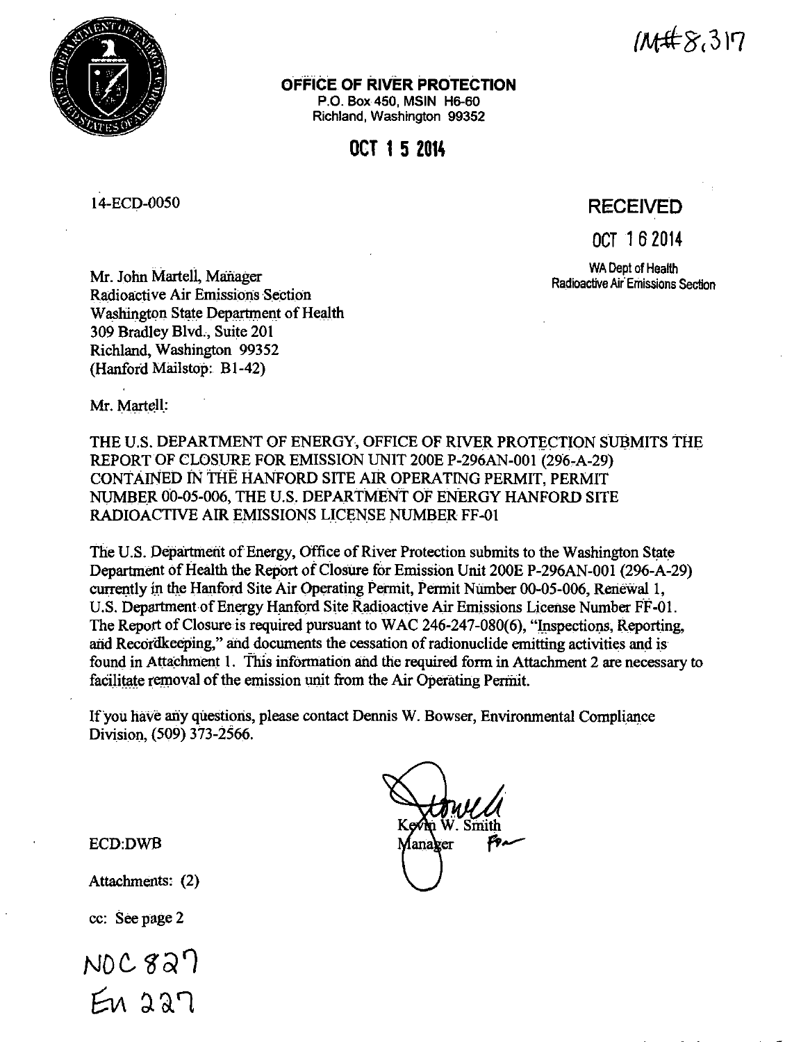IM#8,317

**OFFICE OF RIVER PROTECTION**
P.O. Box 450, MSIN H6-60
Richland, Washington 99352

**OCT 15 2014**

14-ECD-0050

**RECEIVED**

**OCT 16 2014**

WA Dept of Health
Radioactive Air Emissions Section

Mr. John Martell, Manager
Radioactive Air Emissions Section
Washington State Department of Health
309 Bradley Blvd., Suite 201
Richland, Washington 99352
(Hanford Mailstop: B1-42)

Mr. Martell:

THE U.S. DEPARTMENT OF ENERGY, OFFICE OF RIVER PROTECTION SUBMITS THE REPORT OF CLOSURE FOR EMISSION UNIT 200E P-296AN-001 (296-A-29) CONTAINED IN THE HANFORD SITE AIR OPERATING PERMIT, PERMIT NUMBER 00-05-006, THE U.S. DEPARTMENT OF ENERGY HANFORD SITE RADIOACTIVE AIR EMISSIONS LICENSE NUMBER FF-01

The U.S. Department of Energy, Office of River Protection submits to the Washington State Department of Health the Report of Closure for Emission Unit 200E P-296AN-001 (296-A-29) currently in the Hanford Site Air Operating Permit, Permit Number 00-05-006, Renewal 1, U.S. Department of Energy Hanford Site Radioactive Air Emissions License Number FF-01. The Report of Closure is required pursuant to WAC 246-247-080(6), "Inspections, Reporting, and Recordkeeping," and documents the cessation of radionuclide emitting activities and is found in Attachment 1. This information and the required form in Attachment 2 are necessary to facilitate removal of the emission unit from the Air Operating Permit.

If you have any questions, please contact Dennis W. Bowser, Environmental Compliance Division, (509) 373-2566.

Kevin W. Smith
Manager

ECD:DWB

Attachments: (2)

cc: See page 2

NOC 827
EU 227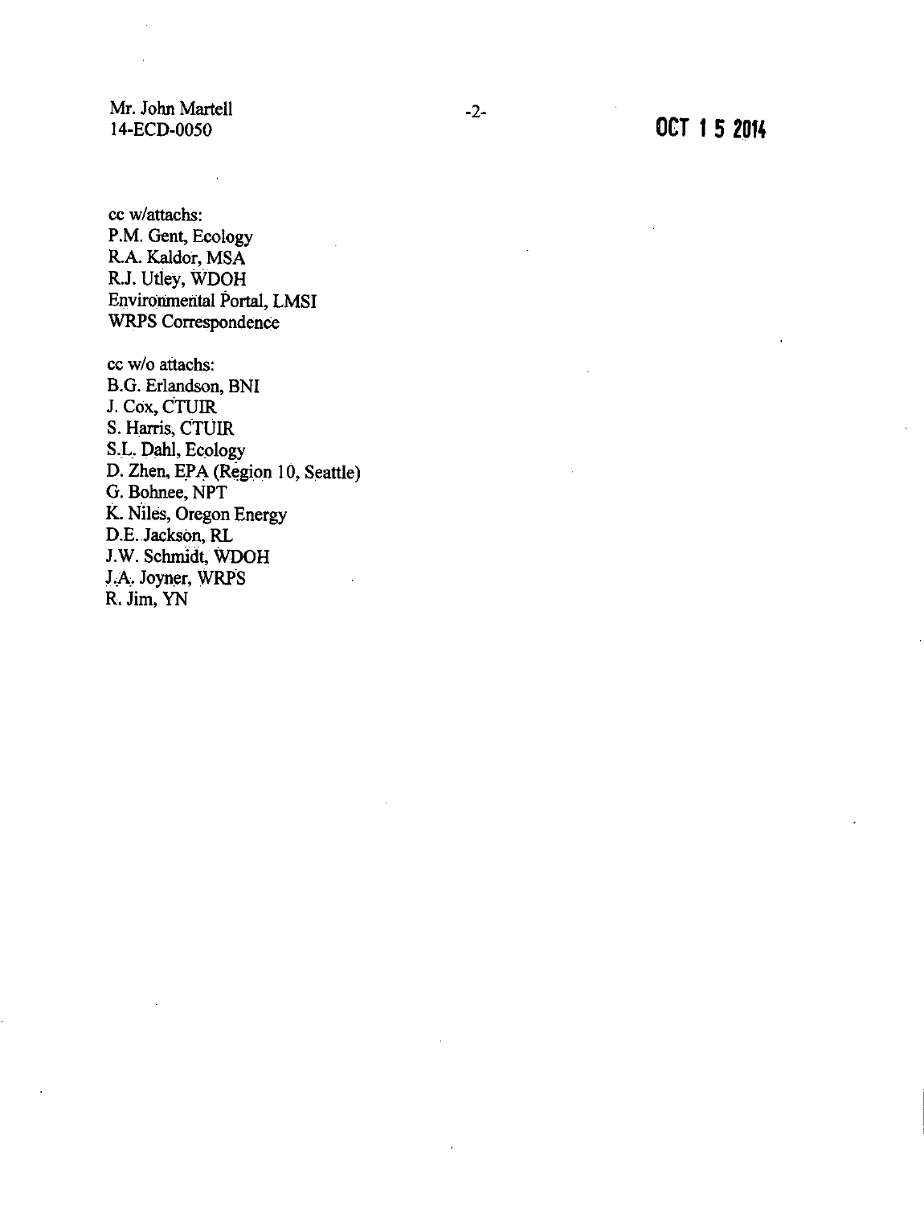Mr. John Martell
14-ECD-0050

OCT 1 5 2014

cc w/attachs:
P.M. Gent, Ecology
R.A. Kaldor, MSA
R.J. Utley, WDOH
Environmental Portal, LMSI
WRPS Correspondence

cc w/o attachs:
B.G. Erlandson, BNI
J. Cox, CTUIR
S. Harris, CTUIR
S.L. Dahl, Ecology
D. Zhen, EPA (Region 10, Seattle)
G. Bohnee, NPT
K. Niles, Oregon Energy
D.E. Jackson, RL
J.W. Schmidt, WDOH
J.A. Joyner, WRPS
R. Jim, YN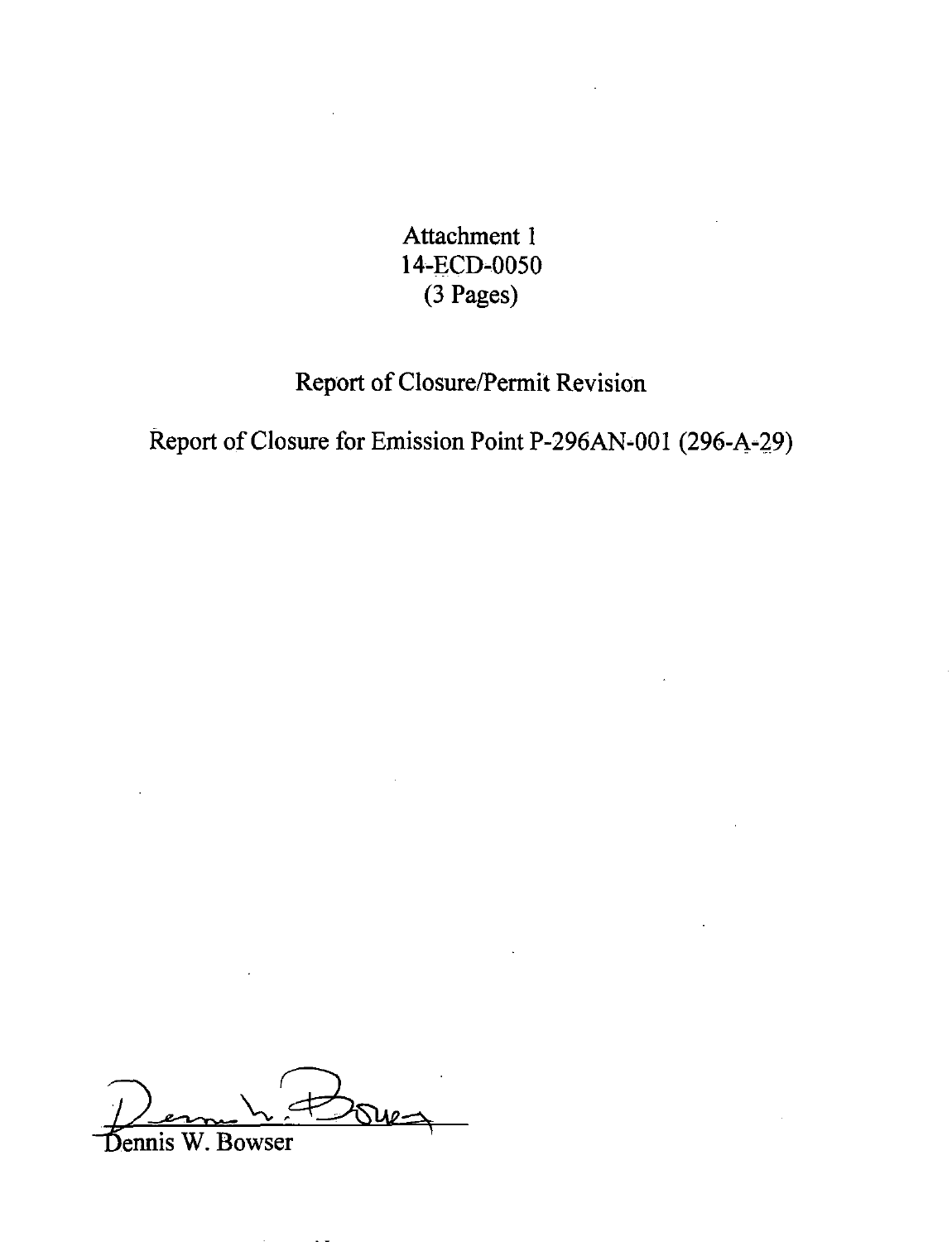Attachment 1
14-ECD-0050
(3 Pages)

# Report of Closure/Permit Revision

## Report of Closure for Emission Point P-296AN-001 (296-A-29)

Dennis W. Bowser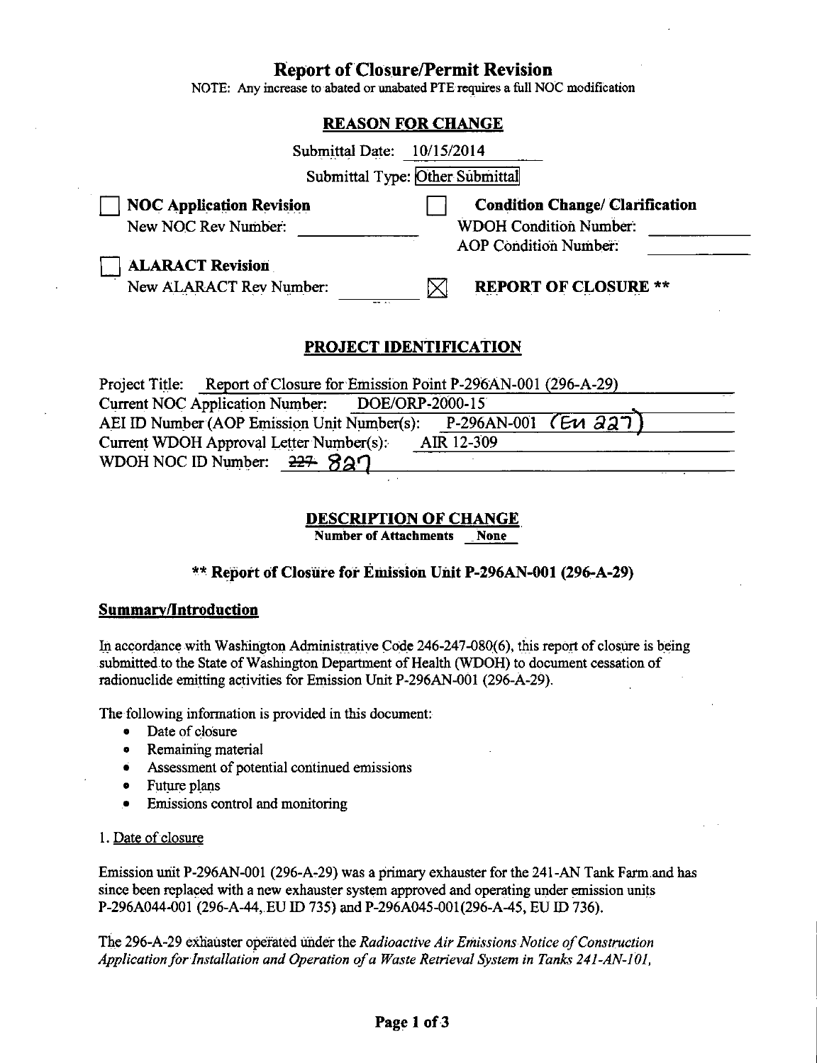# Report of Closure/Permit Revision

NOTE: Any increase to abated or unabated PTE requires a full NOC modification

## REASON FOR CHANGE

Submittal Date: 10/15/2014

Submittal Type: Other Submittal

☐ **NOC Application Revision**
New NOC Rev Number: \_\_\_\_\_\_\_\_

☐ **Condition Change/ Clarification**
WDOH Condition Number: \_\_\_\_\_\_\_\_
AOP Condition Number: \_\_\_\_\_\_\_\_

☐ **ALARACT Revision**
New ALARACT Rev Number: \_\_\_\_\_\_\_\_

☒ **REPORT OF CLOSURE** **

## PROJECT IDENTIFICATION

Project Title: Report of Closure for Emission Point P-296AN-001 (296-A-29)
Current NOC Application Number: DOE/ORP-2000-15
AEI ID Number (AOP Emission Unit Number(s): P-296AN-001 (EU 227)
Current WDOH Approval Letter Number(s): AIR 12-309
WDOH NOC ID Number: ~~227~~ 827

## DESCRIPTION OF CHANGE

**Number of Attachments None**

### ** Report of Closure for Emission Unit P-296AN-001 (296-A-29)

### Summary/Introduction

In accordance with Washington Administrative Code 246-247-080(6), this report of closure is being submitted to the State of Washington Department of Health (WDOH) to document cessation of radionuclide emitting activities for Emission Unit P-296AN-001 (296-A-29).

The following information is provided in this document:

- Date of closure
- Remaining material
- Assessment of potential continued emissions
- Future plans
- Emissions control and monitoring

1. Date of closure

Emission unit P-296AN-001 (296-A-29) was a primary exhauster for the 241-AN Tank Farm and has since been replaced with a new exhauster system approved and operating under emission units P-296A044-001 (296-A-44, EU ID 735) and P-296A045-001(296-A-45, EU ID 736).

The 296-A-29 exhauster operated under the *Radioactive Air Emissions Notice of Construction Application for Installation and Operation of a Waste Retrieval System in Tanks 241-AN-101,*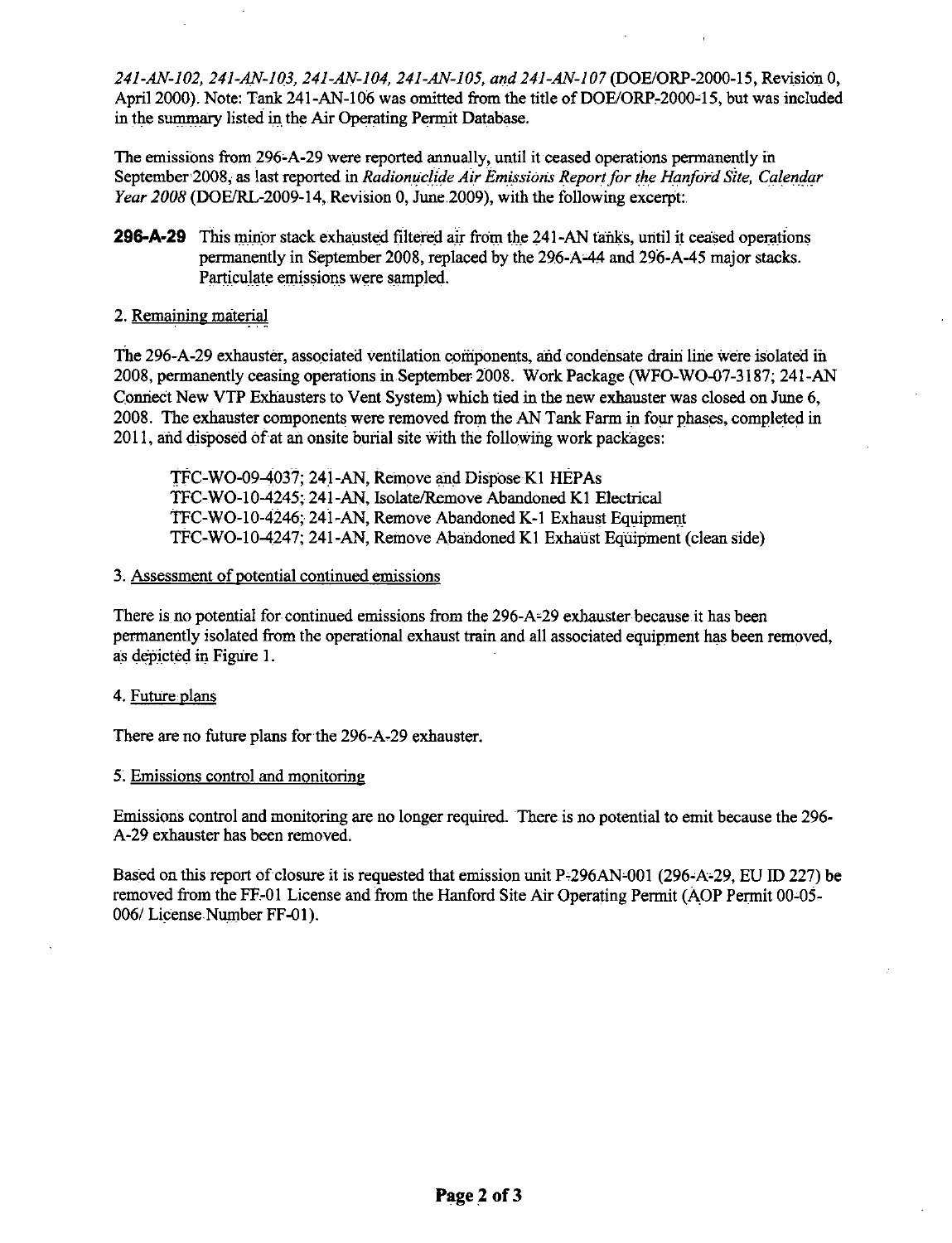*241-AN-102, 241-AN-103, 241-AN-104, 241-AN-105, and 241-AN-107* (DOE/ORP-2000-15, Revision 0, April 2000). Note: Tank 241-AN-106 was omitted from the title of DOE/ORP-2000-15, but was included in the summary listed in the Air Operating Permit Database.

The emissions from 296-A-29 were reported annually, until it ceased operations permanently in September 2008, as last reported in *Radionuclide Air Emissions Report for the Hanford Site, Calendar Year 2008* (DOE/RL-2009-14, Revision 0, June 2009), with the following excerpt:

**296-A-29** This minor stack exhausted filtered air from the 241-AN tanks, until it ceased operations permanently in September 2008, replaced by the 296-A-44 and 296-A-45 major stacks. Particulate emissions were sampled.

2. Remaining material

The 296-A-29 exhauster, associated ventilation components, and condensate drain line were isolated in 2008, permanently ceasing operations in September 2008. Work Package (WFO-WO-07-3187; 241-AN Connect New VTP Exhausters to Vent System) which tied in the new exhauster was closed on June 6, 2008. The exhauster components were removed from the AN Tank Farm in four phases, completed in 2011, and disposed of at an onsite burial site with the following work packages:

TFC-WO-09-4037; 241-AN, Remove and Dispose K1 HEPAs
TFC-WO-10-4245; 241-AN, Isolate/Remove Abandoned K1 Electrical
TFC-WO-10-4246; 241-AN, Remove Abandoned K-1 Exhaust Equipment
TFC-WO-10-4247; 241-AN, Remove Abandoned K1 Exhaust Equipment (clean side)

3. Assessment of potential continued emissions

There is no potential for continued emissions from the 296-A-29 exhauster because it has been permanently isolated from the operational exhaust train and all associated equipment has been removed, as depicted in Figure 1.

4. Future plans

There are no future plans for the 296-A-29 exhauster.

5. Emissions control and monitoring

Emissions control and monitoring are no longer required. There is no potential to emit because the 296-A-29 exhauster has been removed.

Based on this report of closure it is requested that emission unit P-296AN-001 (296-A-29, EU ID 227) be removed from the FF-01 License and from the Hanford Site Air Operating Permit (AOP Permit 00-05-006/ License Number FF-01).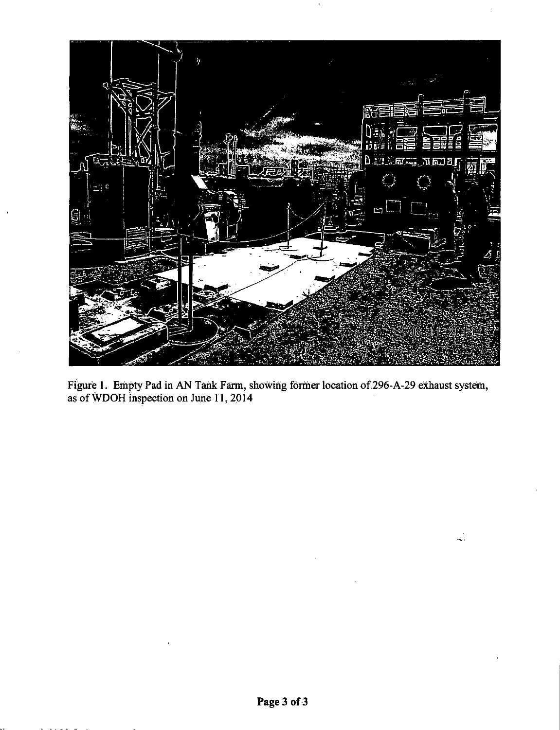Figure 1. Empty Pad in AN Tank Farm, showing former location of 296-A-29 exhaust system, as of WDOH inspection on June 11, 2014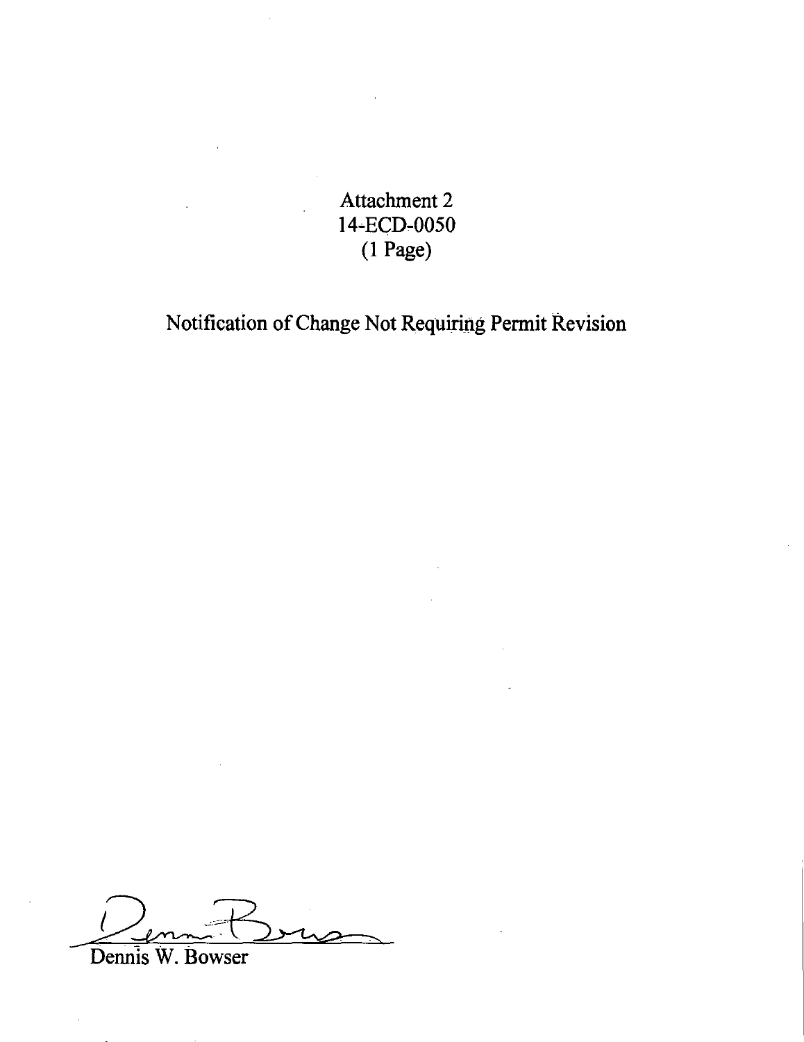Attachment 2
14-ECD-0050
(1 Page)

Notification of Change Not Requiring Permit Revision

Dennis W. Bowser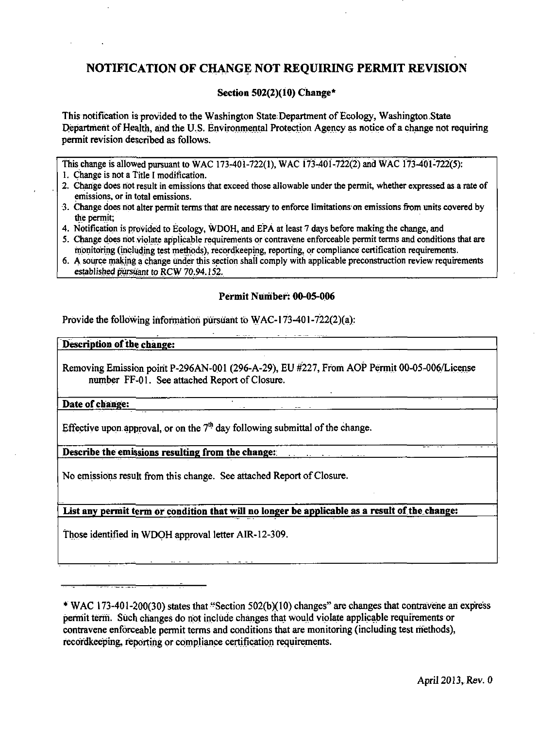# NOTIFICATION OF CHANGE NOT REQUIRING PERMIT REVISION

**Section 502(2)(10) Change***

This notification is provided to the Washington State Department of Ecology, Washington State Department of Health, and the U.S. Environmental Protection Agency as notice of a change not requiring permit revision described as follows.

This change is allowed pursuant to WAC 173-401-722(1), WAC 173-401-722(2) and WAC 173-401-722(5):

1. Change is not a Title I modification.
2. Change does not result in emissions that exceed those allowable under the permit, whether expressed as a rate of emissions, or in total emissions.
3. Change does not alter permit terms that are necessary to enforce limitations on emissions from units covered by the permit;
4. Notification is provided to Ecology, WDOH, and EPA at least 7 days before making the change, and
5. Change does not violate applicable requirements or contravene enforceable permit terms and conditions that are monitoring (including test methods), recordkeeping, reporting, or compliance certification requirements.
6. A source making a change under this section shall comply with applicable preconstruction review requirements established pursuant to RCW 70.94.152.

**Permit Number: 00-05-006**

Provide the following information pursuant to WAC-173-401-722(2)(a):

**Description of the change:**

Removing Emission point P-296AN-001 (296-A-29), EU #227, From AOP Permit 00-05-006/License number FF-01. See attached Report of Closure.

**Date of change:**

Effective upon approval, or on the 7th day following submittal of the change.

**Describe the emissions resulting from the change:**

No emissions result from this change. See attached Report of Closure.

**List any permit term or condition that will no longer be applicable as a result of the change:**

Those identified in WDOH approval letter AIR-12-309.

---

* WAC 173-401-200(30) states that "Section 502(b)(10) changes" are changes that contravene an express permit term. Such changes do not include changes that would violate applicable requirements or contravene enforceable permit terms and conditions that are monitoring (including test methods), recordkeeping, reporting or compliance certification requirements.

April 2013, Rev. 0